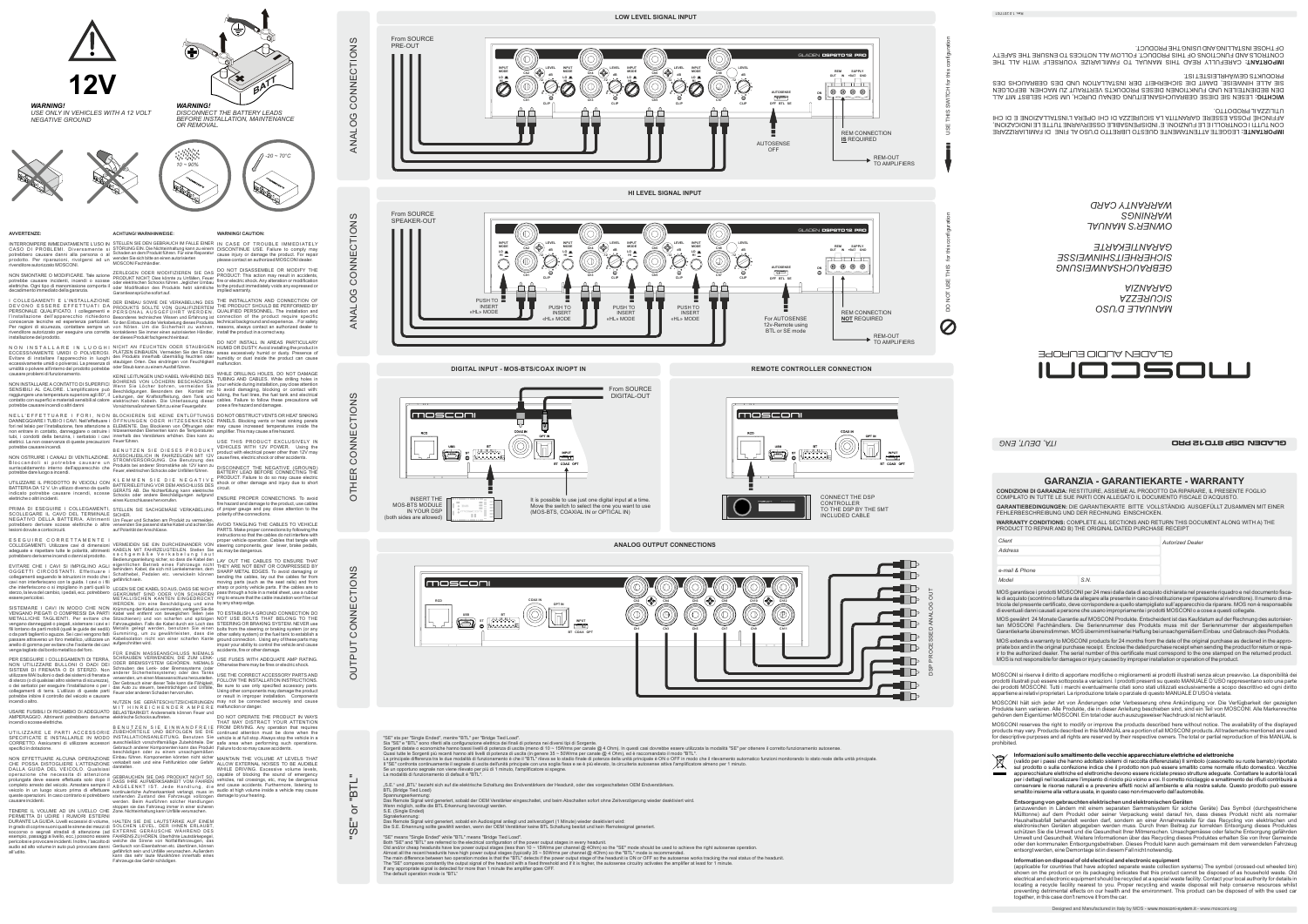**12V**

***WARNING!***
*USE ONLY IN VEHICLES WITH A 12 VOLT NEGATIVE GROUND*

***WARNING!***
*DISCONNECT THE BATTERY LEADS BEFORE INSTALLATION, MAINTENANCE OR REMOVAL.*

10 ~ 90%

-20 ~ 70°C

## AVVERTENZE:

INTERROMPERE IMMEDIATAMENTE L'USO IN CASO DI PROBLEMI. Diversamente si potrebbero causare danni alla persona o al prodotto. Per riparazioni, rivolgersi ad un rivenditore autorizzato MOSCONI.

NON SMONTARE O MODIFICARE. Tale azione potrebbe causare incidenti, incendi o scosse elettriche. Ogni tipo di manomissione comporta il decadimento immediato della garanzia.

I COLLEGAMENTI E L'INSTALLAZIONE DEVONO ESSERE EFFETTUATI DA PERSONALE QUALIFICATO. I collegamenti e l'installazione dell'apparecchio richiedono conoscenze tecniche ed esperienze particolari. Per ragioni di sicurezza, contattare sempre un rivenditore autorizzato per eseguire una corretta installazione del prodotto.

NON INSTALLARE IN LUOGHI ECCESSIVAMENTE UMIDI O POLVEROSI. Evitare di installare l'apparecchio in luoghi eccessivamente umidi o polverosi. La presenza di umidità o polvere all'interno del prodotto potrebbe causare problemi di funzionamento.

NON INSTALLARE A CONTATTO DI SUPERFICI SENSIBILI AL CALORE. L'amplificatore può raggiungere una temperatura superiore agli 80°C, il contatto con superfici e materiali sensibili al calore potrebbe causare incendi o altri danni.

NELL'EFFETTUARE I FORI, NON DANNEGGIARE TUBI O CAVI. Nell'effettuare i fori nel telaio per l'installazione, fare attenzione a non entrare in contatto, danneggiare o ostruire i tubi, i condotti della benzina, i serbatoi o cavi elettrici. La non osservanza di queste precauzioni potrebbe causare incendi.

NON OSTRUIRE I CANALI DI VENTILAZIONE. Bloccandoli si potrebbe causare un surriscaldamento interno dell'apparecchio che potrebbe dare luogo a incendi.

UTILIZZARE IL PRODOTTO IN VEICOLI CON BATTERIA DA 12 V. Un utilizzo diverso da quello indicato potrebbe causare incendi, scosse elettriche o altri incidenti.

PRIMA DI ESEGUIRE I COLLEGAMENTI, SCOLLEGARE IL CAVO DEL TERMINALE NEGATIVO DELLA BATTERIA. Altrimenti potrebbero derivarne scosse elettriche o altre lesioni dovute a cortocircuiti.

ESEGUIRE CORRETTAMENTE I COLLEGAMENTI. Utilizzare cavi di dimensioni adeguate e rispettare tutte le polarità, altrimenti potrebbero derivarne incendi o danni al prodotto.

EVITARE CHE I CAVI SI IMPIGLINO AGLI OGGETTI CIRCOSTANTI. Effettuare i collegamenti seguendo le istruzioni in modo che i cavi non interferiscano con la guida. I cavi o i fili che interferiscono o si impigliano in parti quali lo sterzo, la leva del cambio, i pedali, ecc. potrebbero essere pericolosi.

SISTEMARE I CAVI IN MODO CHE NON VENGANO PIEGATI O COMPRESSI DA PARTI METALLICHE TAGLIENTI. Per evitare che vengano danneggiati o piegati, sistemare i cavi e i fili lontano da parti mobili (quali le guide dei sedili) o da parti taglienti o aguzze. Se i cavi vengono fatti passare attraverso un foro metallico, utilizzare un anello di gomma per evitare che l'isolante del cavo venga tagliato dal bordo metallico del foro.

PER ESEGUIRE I COLLEGAMENTI DI TERRA, NON UTILIZZARE BULLONI O DADI DEI SISTEMI DI FRENATA O DI STERZO. Non utilizzare MAI bulloni o dadi dei sistemi di frenata e di sterzo (o di qualsiasi altro sistema di sicurezza), o dei serbatoi per eseguire l'installazione o per i collegamenti di terra. L'utilizzo di queste parti potrebbe inibire il controllo del veicolo e causare incendi o altro.

USARE FUSIBILI DI RICAMBIO DI ADEGUATO AMPERAGGIO. Altrimenti potrebbero derivarne incendi o scosse elettriche.

UTILIZZARE LE PARTI ACCESSORIE SPECIFICATE E INSTALLARLE IN MODO CORRETTO. Assicurarsi di utilizzare accessori specifici in dotazione.

NON EFFETTUARE ALCUNA OPERAZIONE CHE POSSA DISTOGLIERE L'ATTENZIONE DALLA GUIDA DEL VEICOLO. Qualsiasi operazione che necessita di attenzione prolungata deve essere effettuata solo dopo il completo arresto del veicolo. Arrestare sempre il veicolo in un luogo sicuro prima di effettuare queste operazioni. In caso contrario si potrebbero causare incidenti.

TENERE IL VOLUME AD UN LIVELLO CHE PERMETTA DI UDIRE I RUMORI ESTERNI DURANTE LA GUIDA. Livelli eccessivi di volume, in grado di coprire suoni quali le sirene dei mezzi di soccorso o segnali stradali di attenzione (ad esempio, passaggi a livello, ecc.) possono essere pericolosi e provocare incidenti. Inoltre, l'ascolto di audio ad alto volume in auto può provocare danni all'udito.

## ACHTUNG/ WARNHINWEISE:

STELLEN SIE DEN GEBRAUCH IM FALLE EINER STÖRUNG EIN. Die Nichteinhaltung kann zu einem Schaden an dem Produkt führen. Für eine Reparatur wenden Sie sich bitte an einen autorisierten MOSCONI Fachhändler.

ZERLEGEN ODER MODIFIZIEREN SIE DAS PRODUKT NICHT. Dies könnte zu Unfällen, Feuer oder elektrischen Schocks führen. Jeglicher Umbau oder Modifikation des Produkts hebt sämtliche Garantieansprüche sofort auf.

DER EINBAU SOWIE DIE VERKABELUNG DES PRODUKTS SOLLTE VON QUALIFIZIERTEM PERSONAL AUSGEFÜHRT WERDEN. Besonderes technisches Wissen und Erfahrung ist für den Einbau und die Verkabelung dieses Produkts von Nöten. Um die Sicherheit zu wahren, kontaktieren Sie immer einen autorisierten Händler, der dieses Produkt fachgerecht einbaut.

NICHT AN FEUCHTEN ODER STAUBIGEN PLÄTZEN EINBAUEN. Vermeiden Sie den Einbau des Produkts innerhalb übermäßig feuchten oder staubigen Orten. Das eindringen von Feuchtigkeit oder Staub kann zu einem Ausfall führen.

KEINE LEITUNGEN UND KABEL WÄHREND DES BOHRENS VON LÖCHERN BESCHÄDIGEN. Wenn Sie Löcher bohren, vermeiden Sie Beschädigungen Besonders den Kontakt mit Leitungen, der Kraftstoffleitung, dem Tank oder elektrischen Kabeln. Die Unterlassung dieser Vorsichtsmaßnahmen führt zu einer Feuergefahr.

BLOCKIEREN SIE KEINE ENTLÜFTUNGS ÖFFNUNGEN ODER HITZESENKENDE ELEMENTE. Das Blockieren von Öffnungen oder hitzesenkenden Elementen kann die Temperaturen innerhalb des Verstärkers erhöhen. Dies kann zu Feuer führen.

BENUTZEN SIE DIESES PRODUKT AUSSCHLIEßLICH IN FAHRZEUGEN MIT 12V STROMVERSORGUNG. Die Benutzung des Produkts bei anderer Stromstärke als 12V kann zu Feuer, elektrischen Schocks oder Unfällen führen.

KLEMMEN SIE DIE NEGATIVE BATTERIELEITUNG VOR DEM ANSCHLUSS DES GERÄTS AB. Die Nichterfüllung kann elektrische Schocks oder andere Beschädigungen aufgrund eines Kurzschlusses hervorrufen.

STELLEN SIE SACHGEMÄßE VERKABELUNG SICHER. Um Feuer und Schaden am Produkt zu vermeiden, verwenden Sie passend starke Kabel und achten Sie auf Polarität der Anschlüsse.

VERMEIDEN SIE EIN DURCHEINANDER VON KABELN MIT FAHRZEUGTEILEN. Stellen Sie sachgemäße Verkabelung laut Bedienungsanleitung sicher, so dass die Kabel den eigentlichen Betrieb eines Fahrzeugs nicht behindern. Kabel, die sich mit Lenkelementen, dem Schalthebel, Pedalen etc. verwickeln können gefährlich sein.

LEGEN SIE DIE KABEL SO AUS, DASS SIE NICHT GEKNÜMMT SIND ODER VON SCHARFEN METALLISCHEN KANTEN EINGEDRÜCKT WERDEN. Um eine Beschädigung und eine Knickung der Kabel zu vermeiden, verlegen Sie die Kabel weit entfernt von beweglichen Teilen (wie Sitzschienen) und von scharfen und spitzigen Fahrzeugteilen. Falls die Kabel durch ein Loch des Metalls geführt werden, benutzen Sie einen Gummiring, um zu gewährleisten, dass die Kabelisolation nicht von einer scharfen Kante aufgeschnitten wird.

FÜR EINEN MASSEANSCHLUSS NIEMALS SCHRAUBEN VERWENDEN, DIE ZUM LENK- ODER BREMSSYSTEM GEHÖREN. NIEMALS Schrauben des Lenk- oder Bremssystems (oder anderer Sicherheitssysteme) oder des Tanks verwenden, um einen Masseanschluss herzustellen. Der Gebrauch einer dieser Teile kann die Fähigkeit, das Auto zu steuern, beeinträchtigen und Unfälle, Feuer oder anderen Schaden hervorrufen.

NUTZEN SIE GERÄTESCHUTZSICHERUNGEN MIT HINREICHENDER AMPERE BELASTBARKEIT. Andernfalls können Feuer und elektrische Schocks auftreten.

BENUTZEN SIE EINWANDFREIE ZUBEHÖRTEILE UND BEFOLGEN SIE DIE INSTALLATIONSANLEITUNG. Benutzen Sie ausschließlich vorschriftsmäßige Zubehörteile. Der Gebrauch anderer Komponenten kann das Produkt beschädigen oder zu einem unsachgemäßen Einbau führen. Komponenten könnten nicht sicher verkabelt sein und eine Fehlfunktion oder Gefahr darstellen.

GEBRAUCHEN SIE DAS PRODUKT NICHT SO, DASS IHRE AUFMERKSAMKEIT VOM FAHREN ABGELENKT IST. Jede Handlung, die kontinuierliche Aufmerksamkeit verlangt, muss im stehenden Zustand des Fahrzeuge vollzogen werden. Beim Ausführen solcher Handlungen stoppen sie das Fahrzeug immer in einer sicheren Zone. Nichteinhaltung kann Unfälle verursachen.

HALTEN SIE DIE LAUTSTÄRKE AUF EINEM SOLCHEN LEVEL, DER IHNEN ERLAUBT, EXTERNE GERÄUSCHE WÄHREND DES FAHRENS ZU HÖREN. Übermäßige Lautstärkepegel, welche die Sirene von Notfallfahrzeugen, das Geräusch von Eisenbahnen etc. überdönen, können gefährlich sein und Unfälle verursachen. Außerdem kann das sehr laute Musikhören innerhalb eines Fahrzeugs das Gehör schädigen.

## WARNING! CAUTION:

IN CASE OF TROUBLE IMMEDIATELY DISCONTINUE USE. Failure to comply may cause injury or damage the product. For repair please contact an authorized MOSCONI dealer.

DO NOT DISASSEMBLE OR MODIFY THE PRODUCT. This action may result in accidents, fire or electric shock. Any alteration or modification to the product immediately voids any expressed or implied warranty.

THE INSTALLATION AND CONNECTION OF THE PRODUCT SHOULD BE PERFORMED BY QUALIFIED PERSONNEL. The installation and connection of the product require specific technical background and experience. For safety reasons, always contact an authorized dealer to install the product in a correct way.

DO NOT INSTALL IN AREAS PARTICULARY HUMID OR DUSTY. Avoid installing the product in areas excessively humid or dusty. Presence of humidity or dust inside the product can cause malfunction.

WHILE DRILLING HOLES, DO NOT DAMAGE TUBING AND CABLES. While drilling holes in your vehicle during installation, pay close attention to avoid damaging, blocking or contact with tubing, the fuel lines, the fuel tank and electrical cables. Failure to follow these precautions will pose a fire hazard and damages.

DO NOT OBSTRUCT VENTS OR HEAT SINKING PANELS. Blocking vents or heat sinking panels may cause increased temperatures inside the amplifier. This may cause a fire hazard.

USE THIS PRODUCT EXCLUSIVELY IN VEHICLES WITH 12V POWER. Using the product with electrical power other than 12V may cause fires, electric shock or other accidents.

DISCONNECT THE NEGATIVE (GROUND) BATTERY LEAD BEFORE CONNECTING THE PRODUCT. Failure to do so may cause electric shock or other damage and injury due to short circuit.

ENSURE PROPER CONNECTIONS. To avoid fire hazard and damage to the product, use cables of proper gauge and pay close attention to the polarity of the connections.

AVOID TANGLING THE CABLES TO VEHICLE PARTS. Make proper connections by following the instructions so that the cables do not interfere with proper vehicle operation. Cables that tangle with steering components, gear lever, brake pedals, etc may be dangerous.

LAY OUT THE CABLES TO ENSURE THAT THEY ARE NOT BENT OR COMPRESSED BY SHARP METAL EDGES. To avoid damaging or bending the cables, lay out the cables far from moving parts (such as the seat rails) and from sharp or pointy vehicle parts. If the cables are to pass through a hole in a metal sheet, use a rubber ring to ensure that the cable insulation won't be cut by any sharp edge.

TO ESTABLISH A GROUND CONNECTION DO NOT USE BOLTS THAT BELONG TO THE STEERING OR BRAKING SYSTEM. NEVER use bolts from the steering or braking system (or any other safety system) or the fuel tank to establish a ground connection. Using any of these parts may impair your ability to control the vehicle and cause accidents, fire or other damage.

USE FUSES WITH ADEQUATE AMP RATING. Otherwise there may be fires or electric shock.

USE THE CORRECT ACCESSORY PARTS AND FOLLOW THE INSTALLATION INSTRUCTIONS. Be sure to use only specified accessory parts. Using other components may damage the product or result in improper installation. Components may not be connected securely and cause malfunction or danger.

DO NOT OPERATE THE PRODUCT IN WAYS THAT MAY DISTRACT YOUR ATTENTION FROM DRIVING. Any operation that requires continued attention must be done when the vehicle is at full stop. Always stop the vehicle in a safe area when performing such operations. Failure to do so may cause accidents.

MAINTAIN THE VOLUME AT LEVELS THAT ALLOW EXTERNAL NOISES TO BE AUDIBLE WHILE DRIVING. Excessive volume levels, capable of blocking the sound of emergency vehicles, rail crossings, etc, may be dangerous and cause accidents. Furthermore, listening to audio at high volume inside a vehicle may cause damage to your hearing.

# ANALOG CONNECTIONS

## LOW LEVEL SIGNAL INPUT

From SOURCE PRE-OUT

AUTOSENSE OFF

REM CONNECTION **IS** REQUIRED

REM-OUT TO AMPLIFIERS

USE THIS SWITCH for this configuration

## HI LEVEL SIGNAL INPUT

From SOURCE SPEAKER-OUT

PUSH TO INSERT «HL» MODE

For AUTOSENSE 12v-Remote using BTL or SE mode

REM CONNECTION **NOT** REQUIRED

REM-OUT TO AMPLIFIERS

DO NOT USE THIS for this configuration

# OTHER CONNECTIONS

## DIGITAL INPUT - MOS-BTS/COAX IN/OPT IN

From SOURCE DIGITAL-OUT

INSERT THE MOS-BTS MODULE IN YOUR DSP (both sides are allowed)

It is possible to use just one digital input at a time. Move the switch to select the one you want to use (MOS-BTS, COAXIAL IN or OPTICAL IN)

## REMOTE CONTROLLER CONNECTION

CONNECT THE DSP CONTROLLER TO THE DSP BY THE SMT INCLUDED CABLE

# OUTPUT CONNECTIONS

## ANALOG OUTPUT CONNECTIONS

DSP PROCESSED ANALOG OUT

# "SE" or "BTL"

"SE" sta per "Single Ended", mentre "BTL" per "Bridge Tied Load".
Sia "SE" e "BTL" sono riferiti alla configurazione elettrica dei finali di potenza in uscita delle sorgenti.
Sorgenti datate o economiche hanno bassi livelli di potenza di uscita (meno di 10 ~ 15Wrms per canale @ 4 Ohm). In questi casi dovrebbe essere utilizzata la modalità "SE" per ottenere il corretto funzionamento autosense.
Quasi tutte le Sorgenti più recenti hanno alti livelli di potenza di uscita (in genere 35 ~ 50Wrms per canale @ 4 Ohm), ed è raccomandato il modo "BTL".
La principale differenza tra le due modalità di funzionamento è che il "BTL" rileva se lo stadio finale di potenza della unità principale è ON o OFF in modo che il rilevamento automatico funzioni monitorando lo stato reale della unità principale.
Il "SE" confronta continuamente il segnale di uscita dell'unità principale con una soglia fissa e se è più elevato, la circuiteria autosense attiva l'amplificatore.
Se un opportuno segnale non viene rilevato per più di 1 minuto, l'amplificatore si spegne.
La modalità di funzionamento di default è "BTL".

„S.E." und „BTL" bezieht sich auf die elektrische Schaltung des Endverstärkers der Headunit, oder des vorgeschalteten OEM Endverstärkers.
BTL (Bridge Tied Load):
Spannungserkennung:
Das Remote Signal wird generiert, sobald der OEM Verstärker eingeschaltet, und beim Abschalten sofort ohne Zeitverzögerung wieder deaktiviert wird.
Wenn möglich, sollte die BTL Erkennung bevorzugt werden.
S.E. (Single Ended)
Signalerkennung:
Das Remote Signal wird generiert, sobald ein Audiosignal anliegt und zeitverzögert (1 Minute) wieder deaktiviert wird.
Die S.E. Erkennung sollte gewählt werden, wenn der OEM Verstärker keine BTL Schaltung besitzt und kein Remotesignal generiert.

"SE" means "Single Ended" while "BTL" means "Bridge Tied Load".
Both "SE" and "BTL" are referred to the electrical configuration of the power output stages in every headunit.
Old and/or cheap headunits have low power output stages (less than 10 ~ 15Wrms per channel @ 4Ohm) so the "SE" mode should be used to achieve the right autosense operation.
Almost all the recent headunits have high power output stages (typically 35 ~ 50Wrms per channel @ 4Ohm) so the "BTL" mode is recommended.
The main difference between two operation modes is that the "BTL" detects if the power output stage of the headunit is ON or OFF so the autosense works tracking the real status of the headunit.
The "SE" compares constantly the output signal of the headunit with a fixed threshold and if it is higher, the autosense circuitry activates the amplifier at least for 1 minute.
If any appropriate signal is detected for more than 1 minute the amplifier goes OFF.
The default operation mode is "BTL".

**IMPORTANTE:** LEGGETE ATTENTAMENTE QUESTO LIBRETTO D'USO AL FINE DI FAMILIARIZZARE CON TUTTI I CONTROLLI E LE FUNZIONI. È INDISPENSABILE OSSERVARNE L'ATTENZIONE E DI CHI AFFINCHÉ POSSA ESSERE GARANTITA LA SICUREZZA DI CHI OPERA L'INSTALLAZIONE E DI CHI UTILIZZA IL PRODOTTO.

**WICHTIG:** LESEN SIE DIESE GEBRAUCHSANLEITUNG GENAU DURCH, UM SICH MIT ALL DEN BEDIENTEILEN UND FUNKTIONEN DIESES PRODUKTS VERTRAUT ZU MACHEN. BEFOLGEN SIE ALLE HINWEISE, DAMIT DIE SICHERHEIT DER INSTALLATION UND DES GEBRAUCHS DES PRODUKTS GEWÄHRLEISTET IST.

**IMPORTANT:** CAREFULLY READ THIS MANUAL TO FAMILIARIZE YOURSELF WITH ALL THE CONTROLS AND FUNCTIONS OF THIS PRODUCT. FOLLOW ALL NOTICES TO ENSURE THE SAFETY OF THOSE INSTALLING AND USING THE PRODUCT.

*MANUALE D'USO*
*SICUREZZA*
*GARANZIA*

*GEBRAUCHSANWEISUNG*
*SICHERHEITSHINWEISE*
*GARANTIEKARTE*

*OWNER'S MANUAL*
*WARNINGS*
*WARRANTY CARD*

**mosconi**
GLADEN AUDIO EUROPE

**GLADEN DSP 8TO12 PRO** *ITA, DEUT, ENG*

## GARANZIA - GARANTIEKARTE - WARRANTY

**CONDIZIONI DI GARANZIA:** RESTITUIRE, ASSIEME AL PRODOTTO DA RIPARARE, IL PRESENTE FOGLIO COMPILATO IN TUTTE LE SUE PARTI CON ALLEGATO IL DOCUMENTO FISCALE D'ACQUISTO.

**GARANTIEBEDINGUNGEN:** DIE GARANTIEKARTE BITTE VOLLSTÄNDIG AUSGEFÜLLT ZUSAMMEN MIT EINER FEHLERBESCHREIBUNG UND DER RECHNUNG EINSCHICKEN.

**WARRANTY CONDITIONS:** COMPLETE ALL SECTIONS AND RETURN THIS DOCUMENT ALONG WITH A) THE PRODUCT TO REPAIR AND B) THE ORIGINAL DATED PURCHASE RECEIPT

| Client | | Autorized Dealer |
|---|---|---|
| Address | | |
| | | |
| e-mail & Phone | | |
| Model | S.N. | |

MOS garantisce i prodotti MOSCONI per 24 mesi dalla data di acquisto dichiarata nel presente riquadro e nel documento fiscale di acquisto (scontrino o fattura da allegare alla presente in caso di restituzione per riparazione al rivenditore). Il numero di matricola del presente certificato, deve corrispondere a quello stampigliato sull'apparecchio che riparare. MOS non è responsabile di eventuali danni causati a persone che usano impropriamente i prodotti MOSCONI o a cose a questi collegate.

MOS gewährt 24 Monate Garantie auf MOSCONI Produkte. Entscheidend ist das Kaufdatum auf der Rechnung des autorisierten MOSCONI Fachhändlers. Die Seriennummer des Produkts muss mit der Seriennummer der abgestempelten Garantiekarte übereinstimmen. MOS übernimmt keinerlei Haftung bei unsachgemäßem Einbau und Gebrauch des Produkts.

MOS extends a warranty to MOSCONI products for 24 months from the date of the original purchase as declared in the appropriate box and in the original purchase receipt. Enclose the dated purchase receipt when sending the product for return or repair to the authorized dealer. The serial number of this certificate must correspond to the one stamped on the returned product. MOS is not responsible for damages or injury caused by improper installation or operation of the product.

MOSCONI si riserva il diritto di apportare modifiche o miglioramenti ai prodotti illustrati senza alcun preavviso. La disponibilità dei prodotti illustrati può essere anticipata o ritardata rispetto ai tempi di produzione. I prodotti presenti su questo MANUALE D'USO rappresentano solo una parte dei prodotti MOSCONI. Tutti i marchi eventualmente citati sono stati utilizzati esclusivamente a scopo descrittivo ed ogni diritto appartiene ai relativi proprietari. La riproduzione totale o parziale di questo MANUALE D'USO è vietata.

MOSCONI hält sich jeder Art von Änderungen oder Verbesserung ohne Ankündigung vor. Die Verfügbarkeit der gezeigten Produkte kann variieren. Alle Produkte, die in dieser Anleitung beschrieben sind, sind ein Teil von MOSCONI. Alle Markenrechte gehören dem Eigentümer MOSCONI. Ein total oder auszugsweiser Nachdruck ist nicht erlaubt.

MOSCONI reserves the right to modify or improve the products described here without notice. The availability of the displayed products may vary. Products described in this MANUAL are a portion of all MOSCONI products. All trademarks mentioned are used for descriptive purposes and all rights are reserved by their respective owners. The total or partial reproduction of this MANUAL is prohibited.

**Informazioni sullo smaltimento delle vecchie apparecchiature elettriche ed elettroniche**
(valido per i paesi che hanno adottato sistemi di raccolta differenziata) Il simbolo (cassonetto su ruote barrato) riportato sul prodotto o sulla confezione indica che il prodotto non può essere smaltito come normale rifiuto domestico. Vecchie apparecchiature elettriche ed elettroniche devono essere riciclate presso strutture adeguate. Contattare le autorità locali per i dettagli nel localizzare l'impianto di riciclo più vicino a voi. Il corretto riciclaggio e smaltimento dei rifiuti contribuirà a conservare le risorse naturali e a prevenire effetti nocivi all'ambiente e alla salute. Questo prodotto può essere smaltito insieme alla scatola, in questo caso non rimuovere il dall'automobile.

**Entsorgung von gebrauchten elektrischen und elektronischen Geräten**
(anzuwenden in Ländern mit einem separaten Sammelsystem für solche Geräte) Das Symbol (durchgestrichene Mülltonne) auf dem Produkt oder seiner Verpackung weist darauf hin, dass dieses Produkt nicht als normaler Haushaltsabfall behandelt werden darf, sondern an einer Annahmestelle für das Recycling von elektrischen und elektronischen Geräten abgegeben werden muss. Durch Ihren Beitrag zur korrekten Entsorgung dieses Produktes schützen Sie die Umwelt und die Gesundheit Ihrer Mitmenschen. Umwelt und Gesundheit werden durch falsche Entsorgung gefährdet. Materialrecycling hilft den Verbrauch von Rohstoffen zu verringern. Weitere Informationen über das Recycling dieses Produktes erhalten Sie von Ihrer Gemeinde oder den kommunalen Entsorgungsbetrieben. Dieses Produkt kann auch gemeinsam mit dem verwendeten Fahrzeug entsorgt werden, eine Demontage ist in diesem Fall nicht notwendig.

**Information on disposal of old electrical and electronic equipment**
(applicable for countries that have adopted separate waste collection systems) The symbol (crossed-out wheeled bin) shown on the product or on its packaging indicates that this product cannot be disposed of as household waste. Old electrical and electronic equipment should be recycled at a special waste facility. Contact your local authority for details in locating a recycle facility nearest to you. Proper recycling and waste disposal will help conserve resources whilst preventing detrimental effects on our health and the environment. This product can be disposed of with the used car together, in this case don't remove it from the car.

Designed and Manufactured in Italy by MOS - www.mosconi-system.it - www.mosconi.org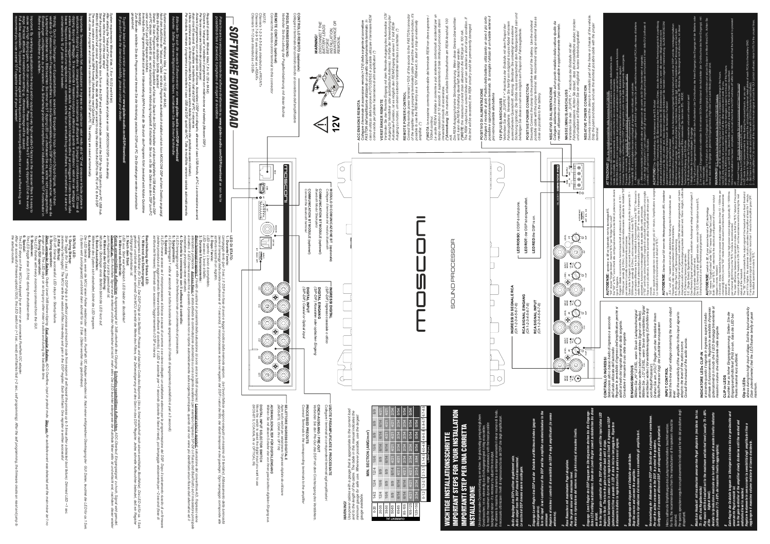# SOFTWARE DOWNLOAD

**WARNING!**
DISCONNECT THE BATTERY LEADS BEFORE INSTALLATION, MAINTENANCE OR REMOVAL.

12V

**CONTROLLO REMOTO (opzionale)**

**REMOTE CONTROL (optional)**

**ACCENSIONE REMOTA**

**VERSTÄRKER REMOTE**

**REMOTE POWER CONTROL**

**POSITIVO DI ALIMENTAZIONE**

**12V (PLUS) ANSCHLUSS**

**POSITIVE POWER CONNECTION**

Connect the positive power terminal (+12V) of the processor directly to the positive lead of the battery. Use the shortest possible cable with the proper terminal. We recommend using an external fuse as close as possible to the battery.

**NEGATIVO DI ALIMENTAZIONE**

**MASSE (MINUS) ANSCHLUSS**

**NEGATIVE POWER CONNECTION**

Connect the ground terminal to a point on the frame or chassis of the vehicle. Strip the paint and debris, and use the shortest possible cable with the proper terminal.

MOSCONI

SOUND PROCESSOR

**LED ROSSO:** DSP in funzione.
**LED ROT:** der DSP ist an.
**LED RED:** the DSP is on.

**INGRESSI DI SEGNALE RCA** (CH 1-2-3-4-5-6-7-8)
**RCA SIGNAL EINGANG** (CH 1-2-3-4-5-6-7-8)
**RCA SIGNAL INPUT** (CH 1-2-3-4-5-6-7-8)

**MODULO DI COMUNICAZIONE BT (opzionale)**
**COMMUNICATION BT MODULE (optional)**

**INGRESSI DIGITALI** (SP-DIF) Ingresso coassiale o ottico
**DIGITAL EINGANG** (SP-DIF) Koaxialer oder optischer Eingang
**DIGITAL INPUT** (SP-DIF) Coaxial or Optical input

**USCITE PREAMPLIFICATE E PROCESSATE**
**CINCHAUSGANG / PRE-OUT**
**PROCESSED PRE OUTS**

**SELETTORE INGRESSI DIGITALI**
**DIGITAL INPUT SELECTOR SWITCH**

**LED DI STATO**

**STATUS LED**

**CONTROLLO INGRESSI**

**EINGANGSMODUS**

**INPUT CONTROL**

**INDICATORE LEDs CLIP-IN**

**CLIP-in LEDS**

**Clip in LEDs**

**ATTENZIONE!**

**WARNING!**

# WICHTIGE INSTALLATIONSSCHRITTE
# IMPORTANT STEPS FOR YOUR INSTALLATION
# IMPORTANTI STEP PER UNA CORRETTA INSTALLAZIONE

**WARNING!**
Use power cables with a gauge that is appropriate to the current load and to the length of the cable. The table in this manual indicates the minimum gauge for safe use. Whenever possible, use the largest gauge available.

**MIN. SECTION (AWG/mm²)**

| CURRENT (A) | LENGTH (m) | | | | | | | |
|---|---|---|---|---|---|---|---|---|
| | 0-1.2 | 1.2-2.1 | 2.1-3.4 | 3.4-4.3 | 4.3-4.9 | 4.9-5.8 | 5.8-7 | 7-8.5 |
| 0-20 | 14/2 | 12/4 | 12/4 | 10/6 | 10/6 | 8/9 | 8/9 | 8/9 |
| 20-35 | 12/4 | 10/6 | 8/9 | 8/9 | 6/14 | 6/14 | 6/14 | 4/21 |
| 35-50 | 10/6 | 8/9 | 8/9 | 6/14 | 4/21 | 4/21 | 4/21 | 4/21 |
| 50-65 | 8/9 | 8/9 | 6/14 | 4/21 | 4/21 | 4/21 | 4/21 | 2/34 |
| 65-85 | 6/14 | 6/14 | 4/21 | 4/21 | 4/21 | 2/34 | 2/34 | 0/54 |
| 85-105 | 6/14 | 6/14 | 4/21 | 2/34 | 2/34 | 2/34 | 0/54 | 0/54 |
| 105-125 | 4/21 | 4/21 | 4/21 | 2/34 | 2/34 | 0/54 | 0/54 | 0/54 |
| 125-150 | 2/34 | 2/34 | 2/34 | 2/34 | 0/54 | 0/54 | 0/54 | 0/54 |